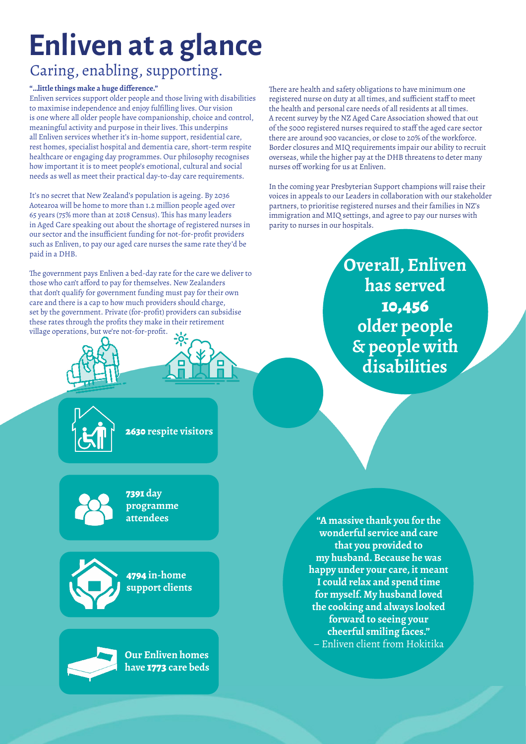# Enliven at a glance

## Caring, enabling, supporting.

**"...little things make a huge difference."**

Enliven services support older people and those living with disabilities to maximise independence and enjoy fulfilling lives. Our vision is one where all older people have companionship, choice and control, meaningful activity and purpose in their lives. This underpins all Enliven services whether it's in-home support, residential care, rest homes, specialist hospital and dementia care, short-term respite healthcare or engaging day programmes. Our philosophy recognises how important it is to meet people's emotional, cultural and social needs as well as meet their practical day-to-day care requirements.

It's no secret that New Zealand's population is ageing. By 2036 Aotearoa will be home to more than 1.2 million people aged over 65 years (75% more than at 2018 Census). This has many leaders in Aged Care speaking out about the shortage of registered nurses in our sector and the insufficient funding for not-for-profit providers such as Enliven, to pay our aged care nurses the same rate they'd be paid in a DHB.

The government pays Enliven a bed-day rate for the care we deliver to those who can't afford to pay for themselves. New Zealanders that don't qualify for government funding must pay for their own care and there is a cap to how much providers should charge, set by the government. Private (for-profit) providers can subsidise these rates through the profits they make in their retirement village operations, but we're not-for-profit.

There are health and safety obligations to have minimum one registered nurse on duty at all times, and sufficient staff to meet the health and personal care needs of all residents at all times. A recent survey by the NZ Aged Care Association showed that out of the 5000 registered nurses required to staff the aged care sector there are around 900 vacancies, or close to 20% of the workforce. Border closures and MIQ requirements impair our ability to recruit overseas, while the higher pay at the DHB threatens to deter many nurses off working for us at Enliven.

In the coming year Presbyterian Support champions will raise their voices in appeals to our Leaders in collaboration with our stakeholder partners, to prioritise registered nurses and their families in NZ's immigration and MIQ settings, and agree to pay our nurses with parity to nurses in our hospitals.

**Overall, Enliven has served 10,456 older people & people with disabilities**

**2630** respite visitors

**7391** day programme attendees

**4794** in-home support clients

Our Enliven homes have **1773** care beds

**"A massive thank you for the wonderful service and care that you provided to my husband. Because he was happy under your care, it meant I could relax and spend time for myself. My husband loved the cooking and always looked forward to seeing your cheerful smiling faces."**
– Enliven client from Hokitika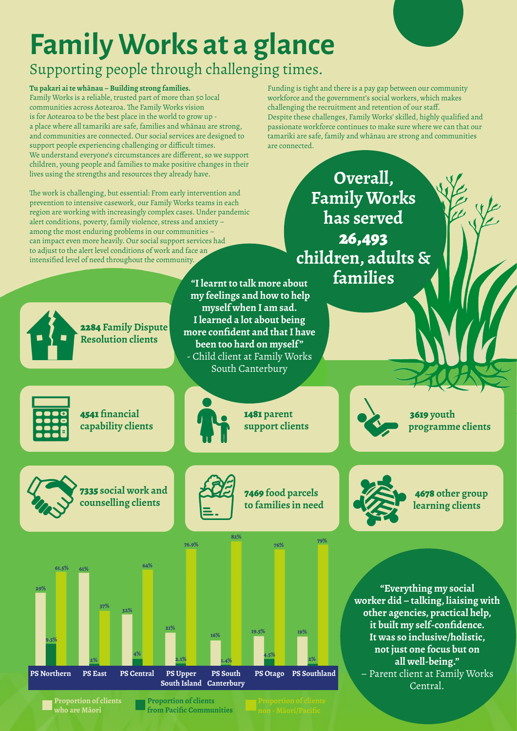# Family Works at a glance

## Supporting people through challenging times.

**Tu pakari ai te whānau – Building strong families.**
Family Works is a reliable, trusted part of more than 50 local communities across Aotearoa. The Family Works vision is for Aotearoa to be the best place in the world to grow up - a place where all tamariki are safe, families and whānau are strong, and communities are connected. Our social services are designed to support people experiencing challenging or difficult times. We understand everyone's circumstances are different, so we support children, young people and families to make positive changes in their lives using the strengths and resources they already have.

The work is challenging, but essential: From early intervention and prevention to intensive casework, our Family Works teams in each region are working with increasingly complex cases. Under pandemic alert conditions, poverty, family violence, stress and anxiety – among the most enduring problems in our communities – can impact even more heavily. Our social support services had to adjust to the alert level conditions of work and face an intensified level of need throughout the community.

Funding is tight and there is a pay gap between our community workforce and the government's social workers, which makes challenging the recruitment and retention of our staff. Despite these challenges, Family Works' skilled, highly qualified and passionate workforce continues to make sure where we can that our tamariki are safe, family and whānau are strong and communities are connected.

**Overall, Family Works has served 26,493 children, adults & families**

**"I learnt to talk more about my feelings and how to help myself when I am sad. I learned a lot about being more confident and that I have been too hard on myself"**
- Child client at Family Works South Canterbury

**2284** Family Dispute Resolution clients

**4541** financial capability clients

**1481** parent support clients

**3619** youth programme clients

**7335** social work and counselling clients

**7469** food parcels to families in need

**4678** other group learning clients

PS Northern: 29%, 9.5%, 61.5%
PS East: 61%, 2%, 37%
PS Central: 32%, 4%, 64%
PS Upper South Island: 21%, 2.1%, 76.9%
PS South Canterbury: 16%, 1.4%, 82%
PS Otago: 19.5%, 4.5%, 76%
PS Southland: 19%, 2%, 79%

Proportion of clients who are Māori
Proportion of clients from Pacific Communities
Proportion of clients non - Māori/Pacific

**"Everything my social worker did – talking, liaising with other agencies, practical help, it built my self-confidence. It was so inclusive/holistic, not just one focus but on all well-being."**
– Parent client at Family Works Central.